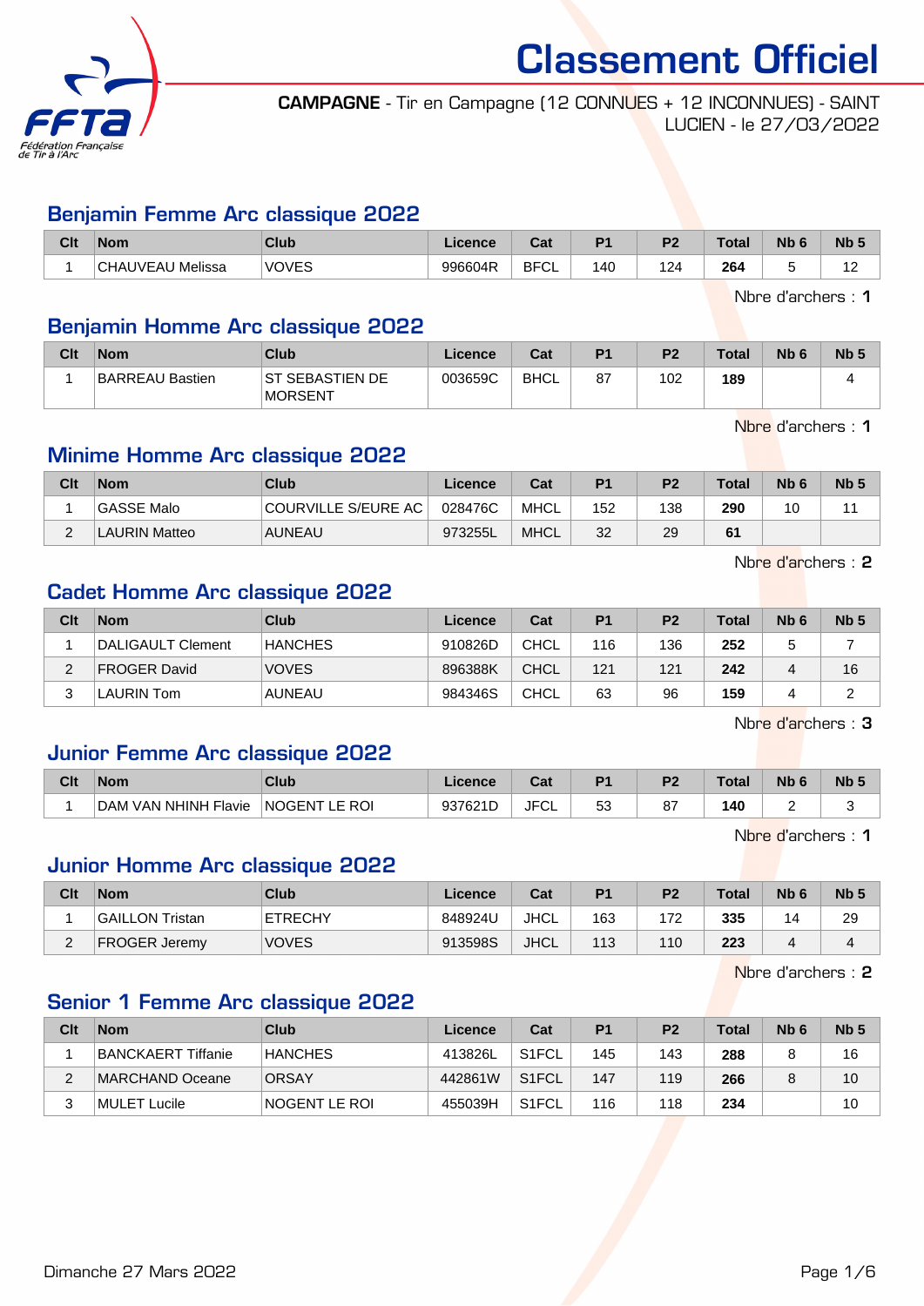# Classement Officiel

**CAMPAGNE** - Tir en Campagne (12 CONNUES + 12 INCONNUES) - SAINT LUCIEN - le 27/03/2022

## Benjamin Femme Arc classique 2022

| Clt | Nom | Club | Licence | Cat | P1 | P2 | Total | Nb 6 | Nb 5 |
|---|---|---|---|---|---|---|---|---|---|
| 1 | CHAUVEAU Melissa | VOVES | 996604R | BFCL | 140 | 124 | **264** | 5 | 12 |

Nbre d'archers : **1**

## Benjamin Homme Arc classique 2022

| Clt | Nom | Club | Licence | Cat | P1 | P2 | Total | Nb 6 | Nb 5 |
|---|---|---|---|---|---|---|---|---|---|
| 1 | BARREAU Bastien | ST SEBASTIEN DE MORSENT | 003659C | BHCL | 87 | 102 | **189** | | 4 |

Nbre d'archers : **1**

## Minime Homme Arc classique 2022

| Clt | Nom | Club | Licence | Cat | P1 | P2 | Total | Nb 6 | Nb 5 |
|---|---|---|---|---|---|---|---|---|---|
| 1 | GASSE Malo | COURVILLE S/EURE AC | 028476C | MHCL | 152 | 138 | **290** | 10 | 11 |
| 2 | LAURIN Matteo | AUNEAU | 973255L | MHCL | 32 | 29 | **61** | | |

Nbre d'archers : **2**

## Cadet Homme Arc classique 2022

| Clt | Nom | Club | Licence | Cat | P1 | P2 | Total | Nb 6 | Nb 5 |
|---|---|---|---|---|---|---|---|---|---|
| 1 | DALIGAULT Clement | HANCHES | 910826D | CHCL | 116 | 136 | **252** | 5 | 7 |
| 2 | FROGER David | VOVES | 896388K | CHCL | 121 | 121 | **242** | 4 | 16 |
| 3 | LAURIN Tom | AUNEAU | 984346S | CHCL | 63 | 96 | **159** | 4 | 2 |

Nbre d'archers : **3**

## Junior Femme Arc classique 2022

| Clt | Nom | Club | Licence | Cat | P1 | P2 | Total | Nb 6 | Nb 5 |
|---|---|---|---|---|---|---|---|---|---|
| 1 | DAM VAN NHINH Flavie | NOGENT LE ROI | 937621D | JFCL | 53 | 87 | **140** | 2 | 3 |

Nbre d'archers : **1**

## Junior Homme Arc classique 2022

| Clt | Nom | Club | Licence | Cat | P1 | P2 | Total | Nb 6 | Nb 5 |
|---|---|---|---|---|---|---|---|---|---|
| 1 | GAILLON Tristan | ETRECHY | 848924U | JHCL | 163 | 172 | **335** | 14 | 29 |
| 2 | FROGER Jeremy | VOVES | 913598S | JHCL | 113 | 110 | **223** | 4 | 4 |

Nbre d'archers : **2**

## Senior 1 Femme Arc classique 2022

| Clt | Nom | Club | Licence | Cat | P1 | P2 | Total | Nb 6 | Nb 5 |
|---|---|---|---|---|---|---|---|---|---|
| 1 | BANCKAERT Tiffanie | HANCHES | 413826L | S1FCL | 145 | 143 | **288** | 8 | 16 |
| 2 | MARCHAND Oceane | ORSAY | 442861W | S1FCL | 147 | 119 | **266** | 8 | 10 |
| 3 | MULET Lucile | NOGENT LE ROI | 455039H | S1FCL | 116 | 118 | **234** | | 10 |

Dimanche 27 Mars 2022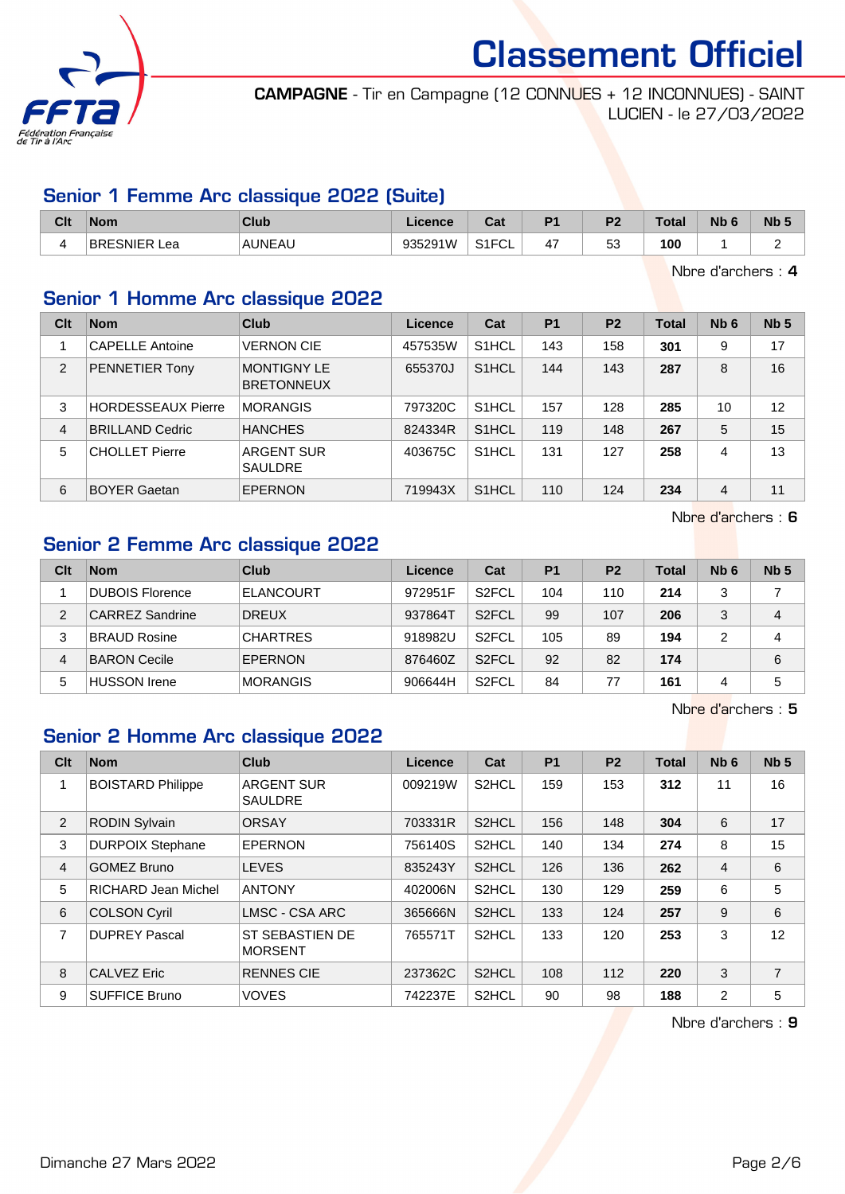# Classement Officiel

**CAMPAGNE** - Tir en Campagne (12 CONNUES + 12 INCONNUES) - SAINT LUCIEN - le 27/03/2022

## Senior 1 Femme Arc classique 2022 (Suite)

| Clt | Nom | Club | Licence | Cat | P1 | P2 | Total | Nb 6 | Nb 5 |
|---|---|---|---|---|---|---|---|---|---|
| 4 | BRESNIER Lea | AUNEAU | 935291W | S1FCL | 47 | 53 | **100** | 1 | 2 |

Nbre d'archers : **4**

## Senior 1 Homme Arc classique 2022

| Clt | Nom | Club | Licence | Cat | P1 | P2 | Total | Nb 6 | Nb 5 |
|---|---|---|---|---|---|---|---|---|---|
| 1 | CAPELLE Antoine | VERNON CIE | 457535W | S1HCL | 143 | 158 | **301** | 9 | 17 |
| 2 | PENNETIER Tony | MONTIGNY LE BRETONNEUX | 655370J | S1HCL | 144 | 143 | **287** | 8 | 16 |
| 3 | HORDESSEAUX Pierre | MORANGIS | 797320C | S1HCL | 157 | 128 | **285** | 10 | 12 |
| 4 | BRILLAND Cedric | HANCHES | 824334R | S1HCL | 119 | 148 | **267** | 5 | 15 |
| 5 | CHOLLET Pierre | ARGENT SUR SAULDRE | 403675C | S1HCL | 131 | 127 | **258** | 4 | 13 |
| 6 | BOYER Gaetan | EPERNON | 719943X | S1HCL | 110 | 124 | **234** | 4 | 11 |

Nbre d'archers : **6**

## Senior 2 Femme Arc classique 2022

| Clt | Nom | Club | Licence | Cat | P1 | P2 | Total | Nb 6 | Nb 5 |
|---|---|---|---|---|---|---|---|---|---|
| 1 | DUBOIS Florence | ELANCOURT | 972951F | S2FCL | 104 | 110 | **214** | 3 | 7 |
| 2 | CARREZ Sandrine | DREUX | 937864T | S2FCL | 99 | 107 | **206** | 3 | 4 |
| 3 | BRAUD Rosine | CHARTRES | 918982U | S2FCL | 105 | 89 | **194** | 2 | 4 |
| 4 | BARON Cecile | EPERNON | 876460Z | S2FCL | 92 | 82 | **174** | | 6 |
| 5 | HUSSON Irene | MORANGIS | 906644H | S2FCL | 84 | 77 | **161** | 4 | 5 |

Nbre d'archers : **5**

## Senior 2 Homme Arc classique 2022

| Clt | Nom | Club | Licence | Cat | P1 | P2 | Total | Nb 6 | Nb 5 |
|---|---|---|---|---|---|---|---|---|---|
| 1 | BOISTARD Philippe | ARGENT SUR SAULDRE | 009219W | S2HCL | 159 | 153 | **312** | 11 | 16 |
| 2 | RODIN Sylvain | ORSAY | 703331R | S2HCL | 156 | 148 | **304** | 6 | 17 |
| 3 | DURPOIX Stephane | EPERNON | 756140S | S2HCL | 140 | 134 | **274** | 8 | 15 |
| 4 | GOMEZ Bruno | LEVES | 835243Y | S2HCL | 126 | 136 | **262** | 4 | 6 |
| 5 | RICHARD Jean Michel | ANTONY | 402006N | S2HCL | 130 | 129 | **259** | 6 | 5 |
| 6 | COLSON Cyril | LMSC - CSA ARC | 365666N | S2HCL | 133 | 124 | **257** | 9 | 6 |
| 7 | DUPREY Pascal | ST SEBASTIEN DE MORSENT | 765571T | S2HCL | 133 | 120 | **253** | 3 | 12 |
| 8 | CALVEZ Eric | RENNES CIE | 237362C | S2HCL | 108 | 112 | **220** | 3 | 7 |
| 9 | SUFFICE Bruno | VOVES | 742237E | S2HCL | 90 | 98 | **188** | 2 | 5 |

Nbre d'archers : **9**

Dimanche 27 Mars 2022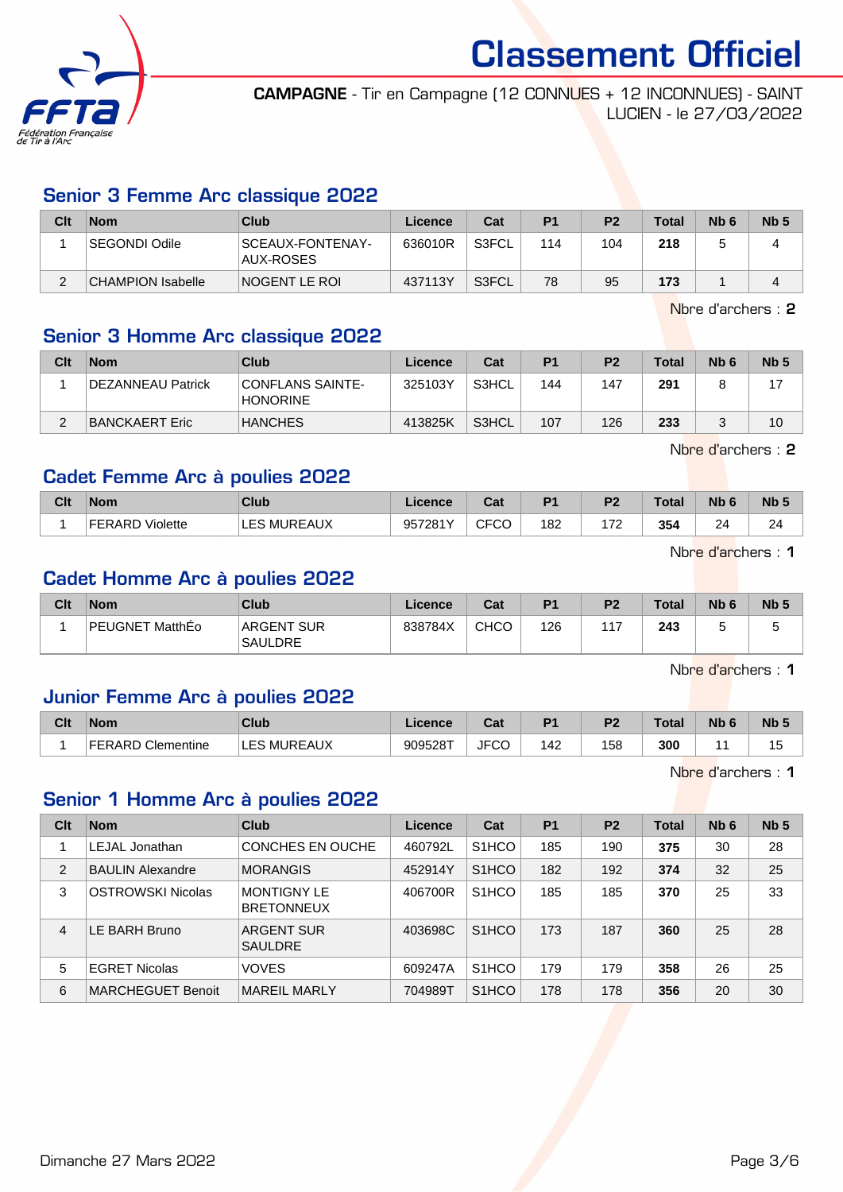# Classement Officiel

**CAMPAGNE** - Tir en Campagne (12 CONNUES + 12 INCONNUES) - SAINT LUCIEN - le 27/03/2022

## Senior 3 Femme Arc classique 2022

| Clt | Nom | Club | Licence | Cat | P1 | P2 | Total | Nb 6 | Nb 5 |
|---|---|---|---|---|---|---|---|---|---|
| 1 | SEGONDI Odile | SCEAUX-FONTENAY-AUX-ROSES | 636010R | S3FCL | 114 | 104 | **218** | 5 | 4 |
| 2 | CHAMPION Isabelle | NOGENT LE ROI | 437113Y | S3FCL | 78 | 95 | **173** | 1 | 4 |

Nbre d'archers : **2**

## Senior 3 Homme Arc classique 2022

| Clt | Nom | Club | Licence | Cat | P1 | P2 | Total | Nb 6 | Nb 5 |
|---|---|---|---|---|---|---|---|---|---|
| 1 | DEZANNEAU Patrick | CONFLANS SAINTE-HONORINE | 325103Y | S3HCL | 144 | 147 | **291** | 8 | 17 |
| 2 | BANCKAERT Eric | HANCHES | 413825K | S3HCL | 107 | 126 | **233** | 3 | 10 |

Nbre d'archers : **2**

## Cadet Femme Arc à poulies 2022

| Clt | Nom | Club | Licence | Cat | P1 | P2 | Total | Nb 6 | Nb 5 |
|---|---|---|---|---|---|---|---|---|---|
| 1 | FERARD Violette | LES MUREAUX | 957281Y | CFCO | 182 | 172 | **354** | 24 | 24 |

Nbre d'archers : **1**

## Cadet Homme Arc à poulies 2022

| Clt | Nom | Club | Licence | Cat | P1 | P2 | Total | Nb 6 | Nb 5 |
|---|---|---|---|---|---|---|---|---|---|
| 1 | PEUGNET MatthÉo | ARGENT SUR SAULDRE | 838784X | CHCO | 126 | 117 | **243** | 5 | 5 |

Nbre d'archers : **1**

## Junior Femme Arc à poulies 2022

| Clt | Nom | Club | Licence | Cat | P1 | P2 | Total | Nb 6 | Nb 5 |
|---|---|---|---|---|---|---|---|---|---|
| 1 | FERARD Clementine | LES MUREAUX | 909528T | JFCO | 142 | 158 | **300** | 11 | 15 |

Nbre d'archers : **1**

## Senior 1 Homme Arc à poulies 2022

| Clt | Nom | Club | Licence | Cat | P1 | P2 | Total | Nb 6 | Nb 5 |
|---|---|---|---|---|---|---|---|---|---|
| 1 | LEJAL Jonathan | CONCHES EN OUCHE | 460792L | S1HCO | 185 | 190 | **375** | 30 | 28 |
| 2 | BAULIN Alexandre | MORANGIS | 452914Y | S1HCO | 182 | 192 | **374** | 32 | 25 |
| 3 | OSTROWSKI Nicolas | MONTIGNY LE BRETONNEUX | 406700R | S1HCO | 185 | 185 | **370** | 25 | 33 |
| 4 | LE BARH Bruno | ARGENT SUR SAULDRE | 403698C | S1HCO | 173 | 187 | **360** | 25 | 28 |
| 5 | EGRET Nicolas | VOVES | 609247A | S1HCO | 179 | 179 | **358** | 26 | 25 |
| 6 | MARCHEGUET Benoit | MAREIL MARLY | 704989T | S1HCO | 178 | 178 | **356** | 20 | 30 |

Dimanche 27 Mars 2022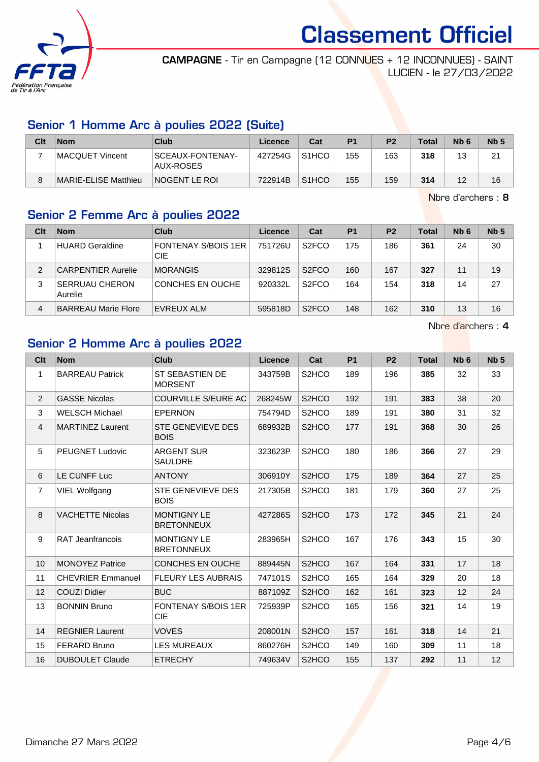# Classement Officiel

**CAMPAGNE** - Tir en Campagne (12 CONNUES + 12 INCONNUES) - SAINT LUCIEN - le 27/03/2022

## Senior 1 Homme Arc à poulies 2022 (Suite)

| Clt | Nom | Club | Licence | Cat | P1 | P2 | Total | Nb 6 | Nb 5 |
|---|---|---|---|---|---|---|---|---|---|
| 7 | MACQUET Vincent | SCEAUX-FONTENAY-AUX-ROSES | 427254G | S1HCO | 155 | 163 | **318** | 13 | 21 |
| 8 | MARIE-ELISE Matthieu | NOGENT LE ROI | 722914B | S1HCO | 155 | 159 | **314** | 12 | 16 |

Nbre d'archers : **8**

## Senior 2 Femme Arc à poulies 2022

| Clt | Nom | Club | Licence | Cat | P1 | P2 | Total | Nb 6 | Nb 5 |
|---|---|---|---|---|---|---|---|---|---|
| 1 | HUARD Geraldine | FONTENAY S/BOIS 1ER CIE | 751726U | S2FCO | 175 | 186 | **361** | 24 | 30 |
| 2 | CARPENTIER Aurelie | MORANGIS | 329812S | S2FCO | 160 | 167 | **327** | 11 | 19 |
| 3 | SERRUAU CHERON Aurelie | CONCHES EN OUCHE | 920332L | S2FCO | 164 | 154 | **318** | 14 | 27 |
| 4 | BARREAU Marie Flore | EVREUX ALM | 595818D | S2FCO | 148 | 162 | **310** | 13 | 16 |

Nbre d'archers : **4**

## Senior 2 Homme Arc à poulies 2022

| Clt | Nom | Club | Licence | Cat | P1 | P2 | Total | Nb 6 | Nb 5 |
|---|---|---|---|---|---|---|---|---|---|
| 1 | BARREAU Patrick | ST SEBASTIEN DE MORSENT | 343759B | S2HCO | 189 | 196 | **385** | 32 | 33 |
| 2 | GASSE Nicolas | COURVILLE S/EURE AC | 268245W | S2HCO | 192 | 191 | **383** | 38 | 20 |
| 3 | WELSCH Michael | EPERNON | 754794D | S2HCO | 189 | 191 | **380** | 31 | 32 |
| 4 | MARTINEZ Laurent | STE GENEVIEVE DES BOIS | 689932B | S2HCO | 177 | 191 | **368** | 30 | 26 |
| 5 | PEUGNET Ludovic | ARGENT SUR SAULDRE | 323623P | S2HCO | 180 | 186 | **366** | 27 | 29 |
| 6 | LE CUNFF Luc | ANTONY | 306910Y | S2HCO | 175 | 189 | **364** | 27 | 25 |
| 7 | VIEL Wolfgang | STE GENEVIEVE DES BOIS | 217305B | S2HCO | 181 | 179 | **360** | 27 | 25 |
| 8 | VACHETTE Nicolas | MONTIGNY LE BRETONNEUX | 427286S | S2HCO | 173 | 172 | **345** | 21 | 24 |
| 9 | RAT Jeanfrancois | MONTIGNY LE BRETONNEUX | 283965H | S2HCO | 167 | 176 | **343** | 15 | 30 |
| 10 | MONOYEZ Patrice | CONCHES EN OUCHE | 889445N | S2HCO | 167 | 164 | **331** | 17 | 18 |
| 11 | CHEVRIER Emmanuel | FLEURY LES AUBRAIS | 747101S | S2HCO | 165 | 164 | **329** | 20 | 18 |
| 12 | COUZI Didier | BUC | 887109Z | S2HCO | 162 | 161 | **323** | 12 | 24 |
| 13 | BONNIN Bruno | FONTENAY S/BOIS 1ER CIE | 725939P | S2HCO | 165 | 156 | **321** | 14 | 19 |
| 14 | REGNIER Laurent | VOVES | 208001N | S2HCO | 157 | 161 | **318** | 14 | 21 |
| 15 | FERARD Bruno | LES MUREAUX | 860276H | S2HCO | 149 | 160 | **309** | 11 | 18 |
| 16 | DUBOULET Claude | ETRECHY | 749634V | S2HCO | 155 | 137 | **292** | 11 | 12 |

Dimanche 27 Mars 2022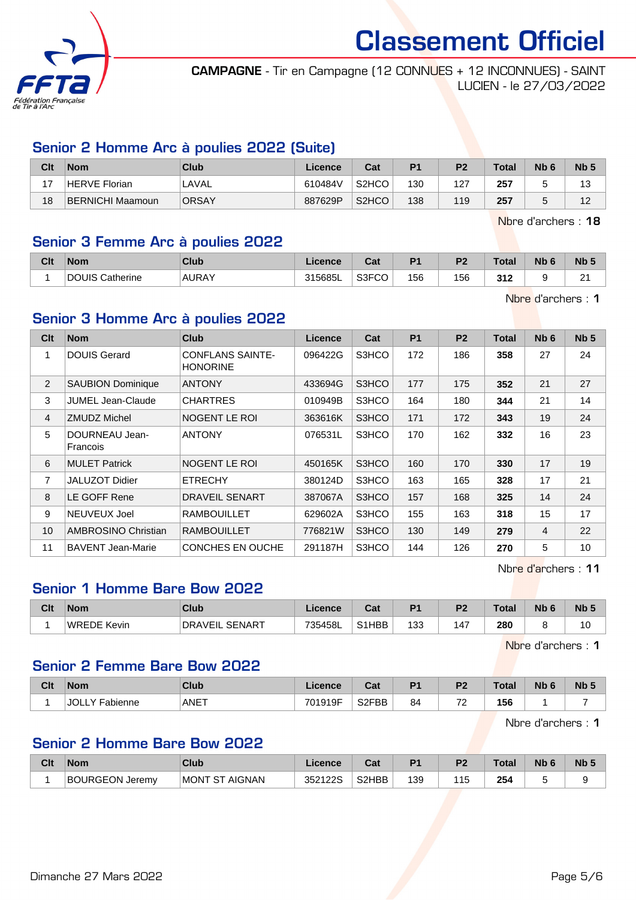# Classement Officiel

**CAMPAGNE** - Tir en Campagne (12 CONNUES + 12 INCONNUES) - SAINT LUCIEN - le 27/03/2022

## Senior 2 Homme Arc à poulies 2022 (Suite)

| Clt | Nom | Club | Licence | Cat | P1 | P2 | Total | Nb 6 | Nb 5 |
|---|---|---|---|---|---|---|---|---|---|
| 17 | HERVE Florian | LAVAL | 610484V | S2HCO | 130 | 127 | **257** | 5 | 13 |
| 18 | BERNICHI Maamoun | ORSAY | 887629P | S2HCO | 138 | 119 | **257** | 5 | 12 |

Nbre d'archers : **18**

## Senior 3 Femme Arc à poulies 2022

| Clt | Nom | Club | Licence | Cat | P1 | P2 | Total | Nb 6 | Nb 5 |
|---|---|---|---|---|---|---|---|---|---|
| 1 | DOUIS Catherine | AURAY | 315685L | S3FCO | 156 | 156 | **312** | 9 | 21 |

Nbre d'archers : **1**

## Senior 3 Homme Arc à poulies 2022

| Clt | Nom | Club | Licence | Cat | P1 | P2 | Total | Nb 6 | Nb 5 |
|---|---|---|---|---|---|---|---|---|---|
| 1 | DOUIS Gerard | CONFLANS SAINTE-HONORINE | 096422G | S3HCO | 172 | 186 | **358** | 27 | 24 |
| 2 | SAUBION Dominique | ANTONY | 433694G | S3HCO | 177 | 175 | **352** | 21 | 27 |
| 3 | JUMEL Jean-Claude | CHARTRES | 010949B | S3HCO | 164 | 180 | **344** | 21 | 14 |
| 4 | ZMUDZ Michel | NOGENT LE ROI | 363616K | S3HCO | 171 | 172 | **343** | 19 | 24 |
| 5 | DOURNEAU Jean-Francois | ANTONY | 076531L | S3HCO | 170 | 162 | **332** | 16 | 23 |
| 6 | MULET Patrick | NOGENT LE ROI | 450165K | S3HCO | 160 | 170 | **330** | 17 | 19 |
| 7 | JALUZOT Didier | ETRECHY | 380124D | S3HCO | 163 | 165 | **328** | 17 | 21 |
| 8 | LE GOFF Rene | DRAVEIL SENART | 387067A | S3HCO | 157 | 168 | **325** | 14 | 24 |
| 9 | NEUVEUX Joel | RAMBOUILLET | 629602A | S3HCO | 155 | 163 | **318** | 15 | 17 |
| 10 | AMBROSINO Christian | RAMBOUILLET | 776821W | S3HCO | 130 | 149 | **279** | 4 | 22 |
| 11 | BAVENT Jean-Marie | CONCHES EN OUCHE | 291187H | S3HCO | 144 | 126 | **270** | 5 | 10 |

Nbre d'archers : **11**

## Senior 1 Homme Bare Bow 2022

| Clt | Nom | Club | Licence | Cat | P1 | P2 | Total | Nb 6 | Nb 5 |
|---|---|---|---|---|---|---|---|---|---|
| 1 | WREDE Kevin | DRAVEIL SENART | 735458L | S1HBB | 133 | 147 | **280** | 8 | 10 |

Nbre d'archers : **1**

## Senior 2 Femme Bare Bow 2022

| Clt | Nom | Club | Licence | Cat | P1 | P2 | Total | Nb 6 | Nb 5 |
|---|---|---|---|---|---|---|---|---|---|
| 1 | JOLLY Fabienne | ANET | 701919F | S2FBB | 84 | 72 | **156** | 1 | 7 |

Nbre d'archers : **1**

## Senior 2 Homme Bare Bow 2022

| Clt | Nom | Club | Licence | Cat | P1 | P2 | Total | Nb 6 | Nb 5 |
|---|---|---|---|---|---|---|---|---|---|
| 1 | BOURGEON Jeremy | MONT ST AIGNAN | 352122S | S2HBB | 139 | 115 | **254** | 5 | 9 |

Dimanche 27 Mars 2022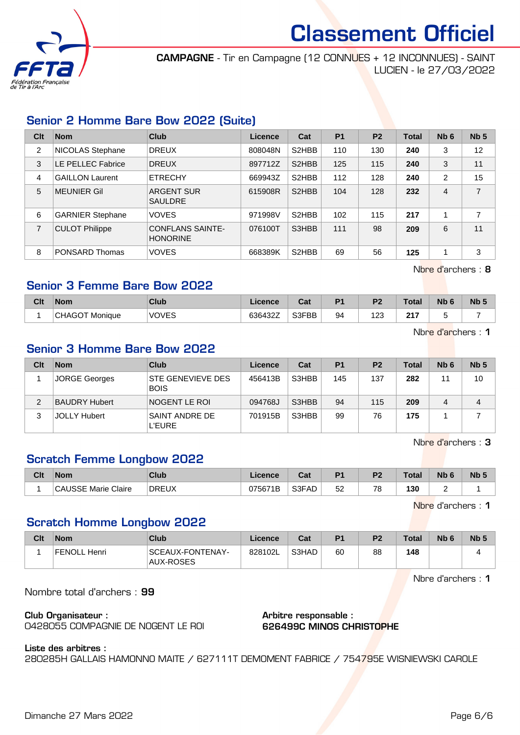# Classement Officiel

**CAMPAGNE** - Tir en Campagne (12 CONNUES + 12 INCONNUES) - SAINT LUCIEN - le 27/03/2022

## Senior 2 Homme Bare Bow 2022 (Suite)

| Clt | Nom | Club | Licence | Cat | P1 | P2 | Total | Nb 6 | Nb 5 |
|---|---|---|---|---|---|---|---|---|---|
| 2 | NICOLAS Stephane | DREUX | 808048N | S2HBB | 110 | 130 | **240** | 3 | 12 |
| 3 | LE PELLEC Fabrice | DREUX | 897712Z | S2HBB | 125 | 115 | **240** | 3 | 11 |
| 4 | GAILLON Laurent | ETRECHY | 669943Z | S2HBB | 112 | 128 | **240** | 2 | 15 |
| 5 | MEUNIER Gil | ARGENT SUR SAULDRE | 615908R | S2HBB | 104 | 128 | **232** | 4 | 7 |
| 6 | GARNIER Stephane | VOVES | 971998V | S2HBB | 102 | 115 | **217** | 1 | 7 |
| 7 | CULOT Philippe | CONFLANS SAINTE-HONORINE | 076100T | S3HBB | 111 | 98 | **209** | 6 | 11 |
| 8 | PONSARD Thomas | VOVES | 668389K | S2HBB | 69 | 56 | **125** | 1 | 3 |

Nbre d'archers : **8**

## Senior 3 Femme Bare Bow 2022

| Clt | Nom | Club | Licence | Cat | P1 | P2 | Total | Nb 6 | Nb 5 |
|---|---|---|---|---|---|---|---|---|---|
| 1 | CHAGOT Monique | VOVES | 636432Z | S3FBB | 94 | 123 | **217** | 5 | 7 |

Nbre d'archers : **1**

## Senior 3 Homme Bare Bow 2022

| Clt | Nom | Club | Licence | Cat | P1 | P2 | Total | Nb 6 | Nb 5 |
|---|---|---|---|---|---|---|---|---|---|
| 1 | JORGE Georges | STE GENEVIEVE DES BOIS | 456413B | S3HBB | 145 | 137 | **282** | 11 | 10 |
| 2 | BAUDRY Hubert | NOGENT LE ROI | 094768J | S3HBB | 94 | 115 | **209** | 4 | 4 |
| 3 | JOLLY Hubert | SAINT ANDRE DE L'EURE | 701915B | S3HBB | 99 | 76 | **175** | 1 | 7 |

Nbre d'archers : **3**

## Scratch Femme Longbow 2022

| Clt | Nom | Club | Licence | Cat | P1 | P2 | Total | Nb 6 | Nb 5 |
|---|---|---|---|---|---|---|---|---|---|
| 1 | CAUSSE Marie Claire | DREUX | 075671B | S3FAD | 52 | 78 | **130** | 2 | 1 |

Nbre d'archers : **1**

## Scratch Homme Longbow 2022

| Clt | Nom | Club | Licence | Cat | P1 | P2 | Total | Nb 6 | Nb 5 |
|---|---|---|---|---|---|---|---|---|---|
| 1 | FENOLL Henri | SCEAUX-FONTENAY-AUX-ROSES | 828102L | S3HAD | 60 | 88 | **148** | | 4 |

Nbre d'archers : **1**

Nombre total d'archers : **99**

**Club Organisateur :**
0428055 COMPAGNIE DE NOGENT LE ROI

**Arbitre responsable :**
**626499C MINOS CHRISTOPHE**

**Liste des arbitres :**
280285H GALLAIS HAMONNO MAITE / 627111T DEMOMENT FABRICE / 754795E WISNIEWSKI CAROLE

Dimanche 27 Mars 2022